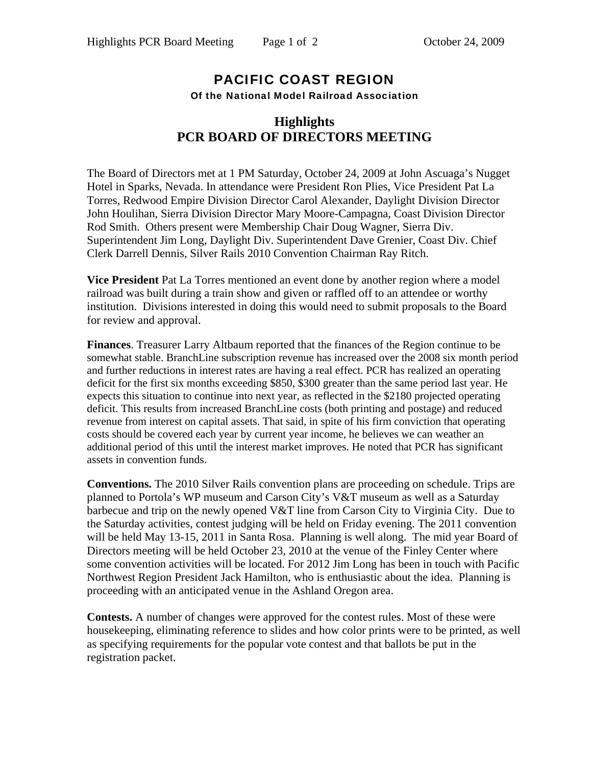# PACIFIC COAST REGION

**Of the National Model Railroad Association**

## Highlights
## PCR BOARD OF DIRECTORS MEETING

The Board of Directors met at 1 PM Saturday, October 24, 2009 at John Ascuaga's Nugget Hotel in Sparks, Nevada. In attendance were President Ron Plies, Vice President Pat La Torres, Redwood Empire Division Director Carol Alexander, Daylight Division Director John Houlihan, Sierra Division Director Mary Moore-Campagna, Coast Division Director Rod Smith. Others present were Membership Chair Doug Wagner, Sierra Div. Superintendent Jim Long, Daylight Div. Superintendent Dave Grenier, Coast Div. Chief Clerk Darrell Dennis, Silver Rails 2010 Convention Chairman Ray Ritch.

**Vice President** Pat La Torres mentioned an event done by another region where a model railroad was built during a train show and given or raffled off to an attendee or worthy institution. Divisions interested in doing this would need to submit proposals to the Board for review and approval.

**Finances**. Treasurer Larry Altbaum reported that the finances of the Region continue to be somewhat stable. BranchLine subscription revenue has increased over the 2008 six month period and further reductions in interest rates are having a real effect. PCR has realized an operating deficit for the first six months exceeding $850, $300 greater than the same period last year. He expects this situation to continue into next year, as reflected in the $2180 projected operating deficit. This results from increased BranchLine costs (both printing and postage) and reduced revenue from interest on capital assets. That said, in spite of his firm conviction that operating costs should be covered each year by current year income, he believes we can weather an additional period of this until the interest market improves. He noted that PCR has significant assets in convention funds.

**Conventions.** The 2010 Silver Rails convention plans are proceeding on schedule. Trips are planned to Portola's WP museum and Carson City's V&T museum as well as a Saturday barbecue and trip on the newly opened V&T line from Carson City to Virginia City. Due to the Saturday activities, contest judging will be held on Friday evening. The 2011 convention will be held May 13-15, 2011 in Santa Rosa. Planning is well along. The mid year Board of Directors meeting will be held October 23, 2010 at the venue of the Finley Center where some convention activities will be located. For 2012 Jim Long has been in touch with Pacific Northwest Region President Jack Hamilton, who is enthusiastic about the idea. Planning is proceeding with an anticipated venue in the Ashland Oregon area.

**Contests.** A number of changes were approved for the contest rules. Most of these were housekeeping, eliminating reference to slides and how color prints were to be printed, as well as specifying requirements for the popular vote contest and that ballots be put in the registration packet.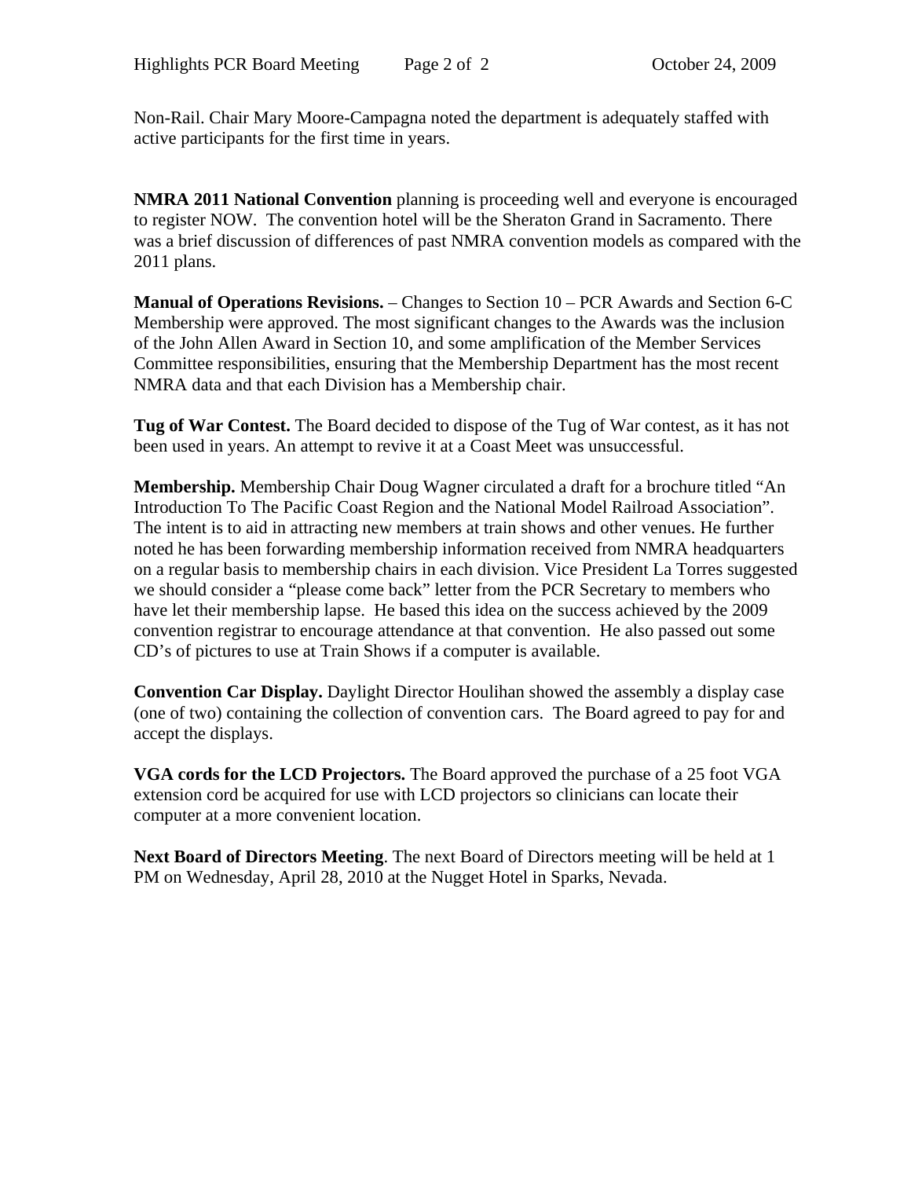Non-Rail. Chair Mary Moore-Campagna noted the department is adequately staffed with active participants for the first time in years.

**NMRA 2011 National Convention** planning is proceeding well and everyone is encouraged to register NOW. The convention hotel will be the Sheraton Grand in Sacramento. There was a brief discussion of differences of past NMRA convention models as compared with the 2011 plans.

**Manual of Operations Revisions.** – Changes to Section 10 – PCR Awards and Section 6-C Membership were approved. The most significant changes to the Awards was the inclusion of the John Allen Award in Section 10, and some amplification of the Member Services Committee responsibilities, ensuring that the Membership Department has the most recent NMRA data and that each Division has a Membership chair.

**Tug of War Contest.** The Board decided to dispose of the Tug of War contest, as it has not been used in years. An attempt to revive it at a Coast Meet was unsuccessful.

**Membership.** Membership Chair Doug Wagner circulated a draft for a brochure titled "An Introduction To The Pacific Coast Region and the National Model Railroad Association". The intent is to aid in attracting new members at train shows and other venues. He further noted he has been forwarding membership information received from NMRA headquarters on a regular basis to membership chairs in each division. Vice President La Torres suggested we should consider a "please come back" letter from the PCR Secretary to members who have let their membership lapse. He based this idea on the success achieved by the 2009 convention registrar to encourage attendance at that convention. He also passed out some CD's of pictures to use at Train Shows if a computer is available.

**Convention Car Display.** Daylight Director Houlihan showed the assembly a display case (one of two) containing the collection of convention cars. The Board agreed to pay for and accept the displays.

**VGA cords for the LCD Projectors.** The Board approved the purchase of a 25 foot VGA extension cord be acquired for use with LCD projectors so clinicians can locate their computer at a more convenient location.

**Next Board of Directors Meeting**. The next Board of Directors meeting will be held at 1 PM on Wednesday, April 28, 2010 at the Nugget Hotel in Sparks, Nevada.